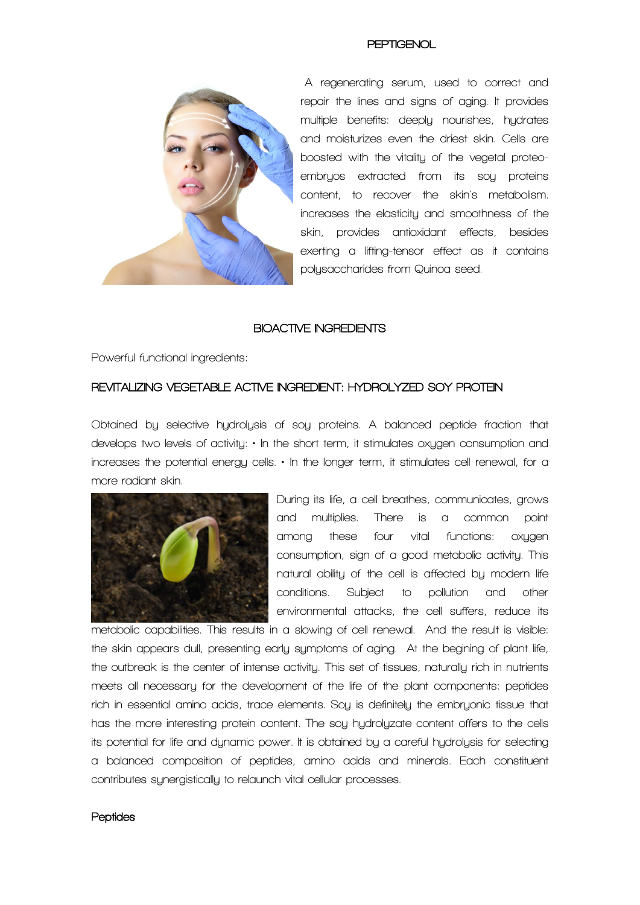# PEPTIGENOL

A regenerating serum, used to correct and repair the lines and signs of aging. It provides multiple benefits: deeply nourishes, hydrates and moisturizes even the driest skin. Cells are boosted with the vitality of the vegetal proteo-embryos extracted from its soy proteins content, to recover the skin's metabolism. increases the elasticity and smoothness of the skin, provides antioxidant effects, besides exerting a lifting-tensor effect as it contains polysaccharides from Quinoa seed.

## BIOACTIVE INGREDIENTS

Powerful functional ingredients:

### REVITALIZING VEGETABLE ACTIVE INGREDIENT: HYDROLYZED SOY PROTEIN

Obtained by selective hydrolysis of soy proteins. A balanced peptide fraction that develops two levels of activity: • In the short term, it stimulates oxygen consumption and increases the potential energy cells. • In the longer term, it stimulates cell renewal, for a more radiant skin.

During its life, a cell breathes, communicates, grows and multiplies. There is a common point among these four vital functions: oxygen consumption, sign of a good metabolic activity. This natural ability of the cell is affected by modern life conditions. Subject to pollution and other environmental attacks, the cell suffers, reduce its metabolic capabilities. This results in a slowing of cell renewal. And the result is visible: the skin appears dull, presenting early symptoms of aging. At the begining of plant life, the outbreak is the center of intense activity. This set of tissues, naturally rich in nutrients meets all necessary for the development of the life of the plant components: peptides rich in essential amino acids, trace elements. Soy is definitely the embryonic tissue that has the more interesting protein content. The soy hydrolyzate content offers to the cells its potential for life and dynamic power. It is obtained by a careful hydrolysis for selecting a balanced composition of peptides, amino acids and minerals. Each constituent contributes synergistically to relaunch vital cellular processes.

**Peptides**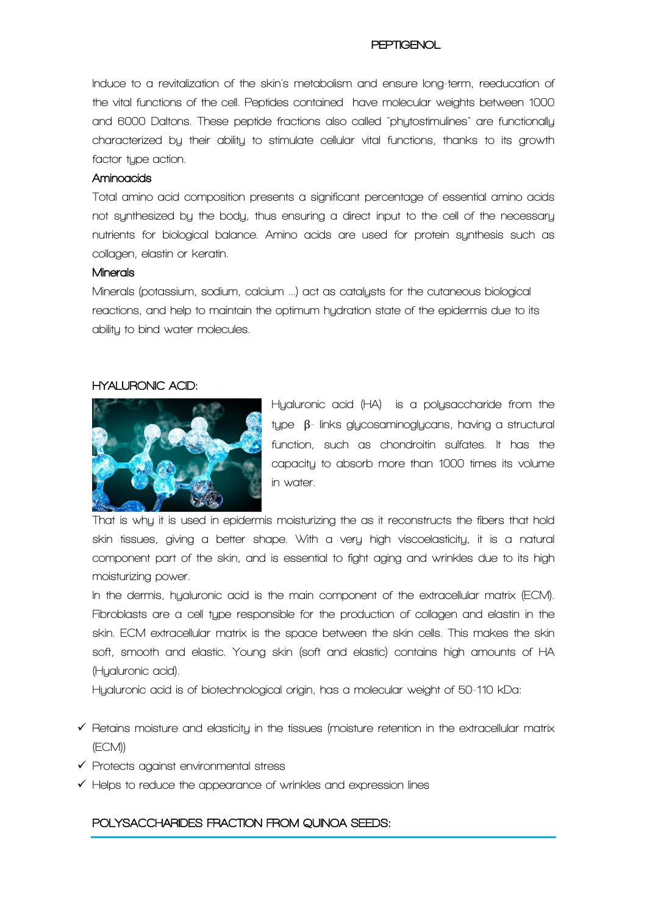Induce to a revitalization of the skin's metabolism and ensure long-term, reeducation of the vital functions of the cell. Peptides contained have molecular weights between 1000 and 6000 Daltons. These peptide fractions also called "phytostimulines" are functionally characterized by their ability to stimulate cellular vital functions, thanks to its growth factor type action.

### Aminoacids

Total amino acid composition presents a significant percentage of essential amino acids not synthesized by the body, thus ensuring a direct input to the cell of the necessary nutrients for biological balance. Amino acids are used for protein synthesis such as collagen, elastin or keratin.

### Minerals

Minerals (potassium, sodium, calcium ...) act as catalysts for the cutaneous biological reactions, and help to maintain the optimum hydration state of the epidermis due to its ability to bind water molecules.

## HYALURONIC ACID:

Hyaluronic acid (HA) is a polysaccharide from the type β- links glycosaminoglycans, having a structural function, such as chondroitin sulfates. It has the capacity to absorb more than 1000 times its volume in water.

That is why it is used in epidermis moisturizing the as it reconstructs the fibers that hold skin tissues, giving a better shape. With a very high viscoelasticity, it is a natural component part of the skin, and is essential to fight aging and wrinkles due to its high moisturizing power.

In the dermis, hyaluronic acid is the main component of the extracellular matrix (ECM). Fibroblasts are a cell type responsible for the production of collagen and elastin in the skin. ECM extracellular matrix is the space between the skin cells. This makes the skin soft, smooth and elastic. Young skin (soft and elastic) contains high amounts of HA (Hyaluronic acid).

Hyaluronic acid is of biotechnological origin, has a molecular weight of 50-110 kDa:

- ✓ Retains moisture and elasticity in the tissues (moisture retention in the extracellular matrix (ECM))
- ✓ Protects against environmental stress
- ✓ Helps to reduce the appearance of wrinkles and expression lines

## POLYSACCHARIDES FRACTION FROM QUINOA SEEDS: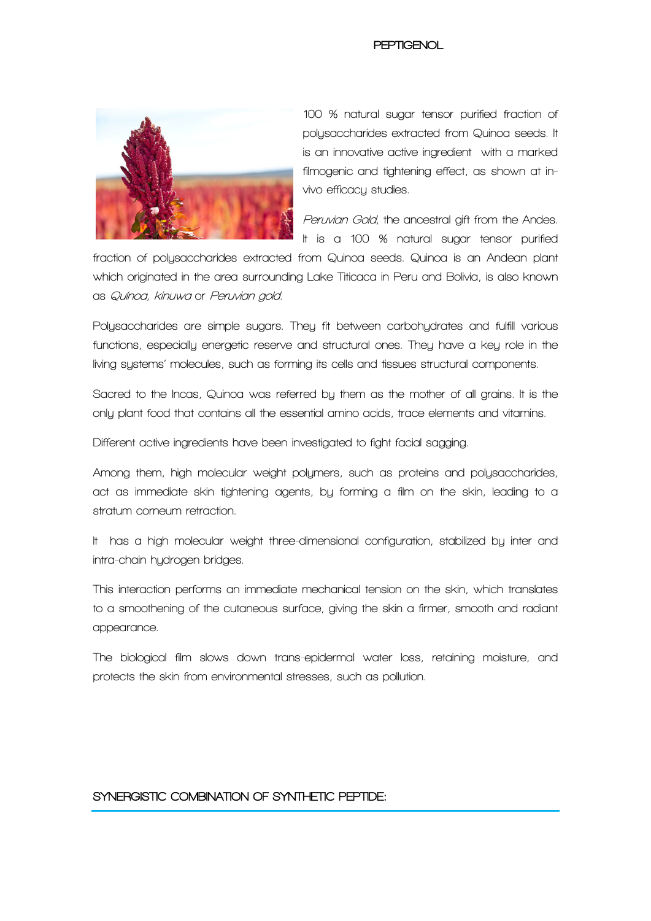# PEPTIGENOL

100 % natural sugar tensor purified fraction of polysaccharides extracted from Quinoa seeds. It is an innovative active ingredient with a marked filmogenic and tightening effect, as shown at in-vivo efficacy studies.

*Peruvian Gold*, the ancestral gift from the Andes. It is a 100 % natural sugar tensor purified fraction of polysaccharides extracted from Quinoa seeds. Quinoa is an Andean plant which originated in the area surrounding Lake Titicaca in Peru and Bolivia, is also known as *Quínoa*, *kinuwa* or *Peruvian gold*.

Polysaccharides are simple sugars. They fit between carbohydrates and fulfill various functions, especially energetic reserve and structural ones. They have a key role in the living systems' molecules, such as forming its cells and tissues structural components.

Sacred to the Incas, Quinoa was referred by them as the mother of all grains. It is the only plant food that contains all the essential amino acids, trace elements and vitamins.

Different active ingredients have been investigated to fight facial sagging.

Among them, high molecular weight polymers, such as proteins and polysaccharides, act as immediate skin tightening agents, by forming a film on the skin, leading to a stratum corneum retraction.

It has a high molecular weight three-dimensional configuration, stabilized by inter and intra-chain hydrogen bridges.

This interaction performs an immediate mechanical tension on the skin, which translates to a smoothening of the cutaneous surface, giving the skin a firmer, smooth and radiant appearance.

The biological film slows down trans-epidermal water loss, retaining moisture, and protects the skin from environmental stresses, such as pollution.

## SYNERGISTIC COMBINATION OF SYNTHETIC PEPTIDE: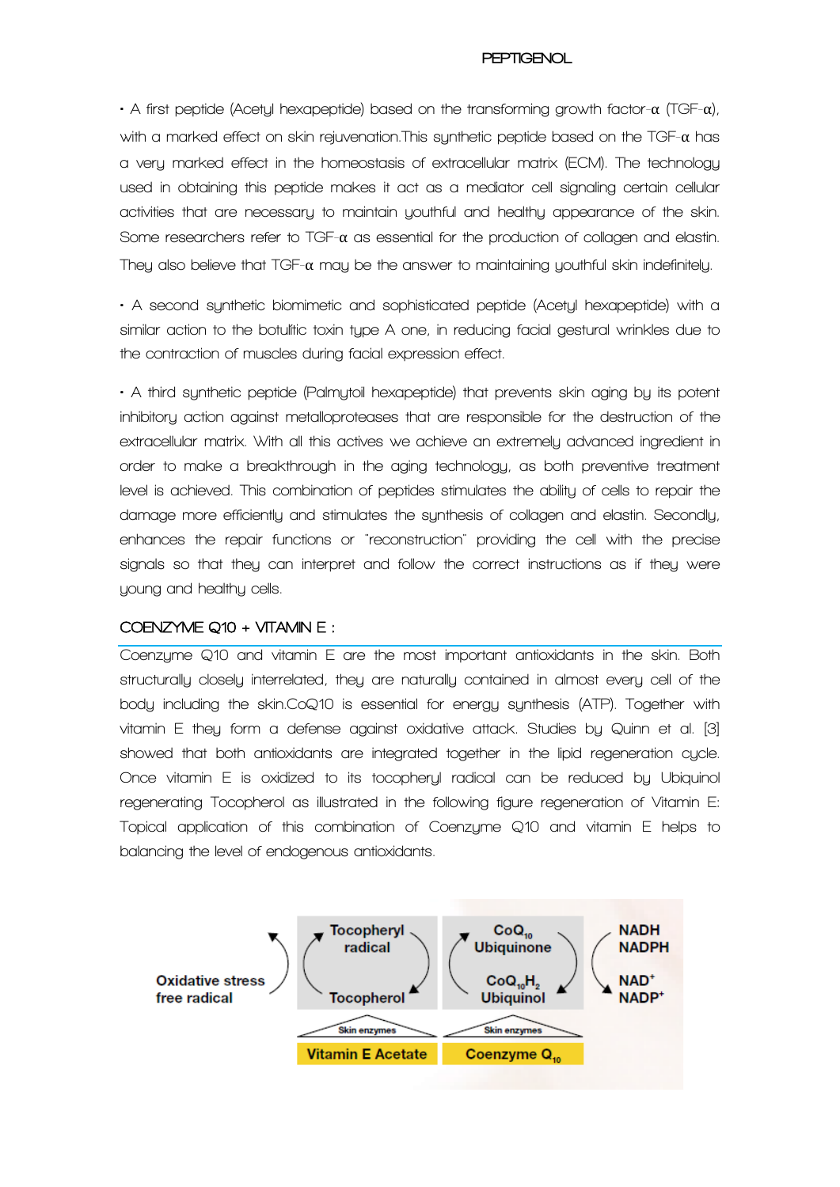• A first peptide (Acetyl hexapeptide) based on the transforming growth factor-α (TGF-α), with a marked effect on skin rejuvenation.This synthetic peptide based on the TGF-α has a very marked effect in the homeostasis of extracellular matrix (ECM). The technology used in obtaining this peptide makes it act as a mediator cell signaling certain cellular activities that are necessary to maintain youthful and healthy appearance of the skin. Some researchers refer to TGF-α as essential for the production of collagen and elastin. They also believe that TGF-α may be the answer to maintaining youthful skin indefinitely.

• A second synthetic biomimetic and sophisticated peptide (Acetyl hexapeptide) with a similar action to the botulitic toxin type A one, in reducing facial gestural wrinkles due to the contraction of muscles during facial expression effect.

• A third synthetic peptide (Palmytoil hexapeptide) that prevents skin aging by its potent inhibitory action against metalloproteases that are responsible for the destruction of the extracellular matrix. With all this actives we achieve an extremely advanced ingredient in order to make a breakthrough in the aging technology, as both preventive treatment level is achieved. This combination of peptides stimulates the ability of cells to repair the damage more efficiently and stimulates the synthesis of collagen and elastin. Secondly, enhances the repair functions or "reconstruction" providing the cell with the precise signals so that they can interpret and follow the correct instructions as if they were young and healthy cells.

## COENZYME Q10 + VITAMIN E :

Coenzyme Q10 and vitamin E are the most important antioxidants in the skin. Both structurally closely interrelated, they are naturally contained in almost every cell of the body including the skin.CoQ10 is essential for energy synthesis (ATP). Together with vitamin E they form a defense against oxidative attack. Studies by Quinn et al. [3] showed that both antioxidants are integrated together in the lipid regeneration cycle. Once vitamin E is oxidized to its tocopheryl radical can be reduced by Ubiquinol regenerating Tocopherol as illustrated in the following figure regeneration of Vitamin E: Topical application of this combination of Coenzyme Q10 and vitamin E helps to balancing the level of endogenous antioxidants.

Oxidative stress free radical | Tocopheryl radical / Tocopherol | $CoQ_{10}$ Ubiquinone / $CoQ_{10}H_2$ Ubiquinol | NADH NADPH / $NAD^+$ $NADP^+$

Skin enzymes — Vitamin E Acetate | Skin enzymes — Coenzyme $Q_{10}$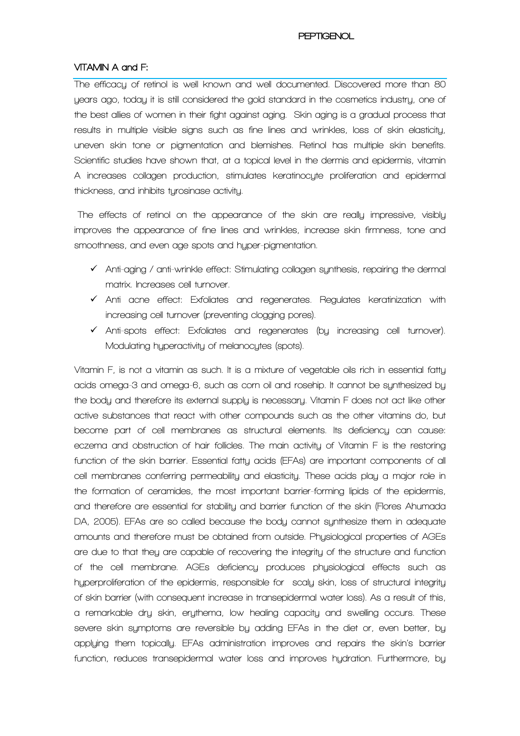## VITAMIN A and F:

The efficacy of retinol is well known and well documented. Discovered more than 80 years ago, today it is still considered the gold standard in the cosmetics industry, one of the best allies of women in their fight against aging. Skin aging is a gradual process that results in multiple visible signs such as fine lines and wrinkles, loss of skin elasticity, uneven skin tone or pigmentation and blemishes. Retinol has multiple skin benefits. Scientific studies have shown that, at a topical level in the dermis and epidermis, vitamin A increases collagen production, stimulates keratinocyte proliferation and epidermal thickness, and inhibits tyrosinase activity.

The effects of retinol on the appearance of the skin are really impressive, visibly improves the appearance of fine lines and wrinkles, increase skin firmness, tone and smoothness, and even age spots and hyper-pigmentation.

- ✓ Anti-aging / anti-wrinkle effect: Stimulating collagen synthesis, repairing the dermal matrix. Increases cell turnover.
- ✓ Anti acne effect: Exfoliates and regenerates. Regulates keratinization with increasing cell turnover (preventing clogging pores).
- ✓ Anti-spots effect: Exfoliates and regenerates (by increasing cell turnover). Modulating hyperactivity of melanocytes (spots).

Vitamin F, is not a vitamin as such. It is a mixture of vegetable oils rich in essential fatty acids omega-3 and omega-6, such as corn oil and rosehip. It cannot be synthesized by the body and therefore its external supply is necessary. Vitamin F does not act like other active substances that react with other compounds such as the other vitamins do, but become part of cell membranes as structural elements. Its deficiency can cause: eczema and obstruction of hair follicles. The main activity of Vitamin F is the restoring function of the skin barrier. Essential fatty acids (EFAs) are important components of all cell membranes conferring permeability and elasticity. These acids play a major role in the formation of ceramides, the most important barrier-forming lipids of the epidermis, and therefore are essential for stability and barrier function of the skin (Flores Ahumada DA, 2005). EFAs are so called because the body cannot synthesize them in adequate amounts and therefore must be obtained from outside. Physiological properties of AGEs are due to that they are capable of recovering the integrity of the structure and function of the cell membrane. AGEs deficiency produces physiological effects such as hyperproliferation of the epidermis, responsible for scaly skin, loss of structural integrity of skin barrier (with consequent increase in transepidermal water loss). As a result of this, a remarkable dry skin, erythema, low healing capacity and swelling occurs. These severe skin symptoms are reversible by adding EFAs in the diet or, even better, by applying them topically. EFAs administration improves and repairs the skin's barrier function, reduces transepidermal water loss and improves hydration. Furthermore, by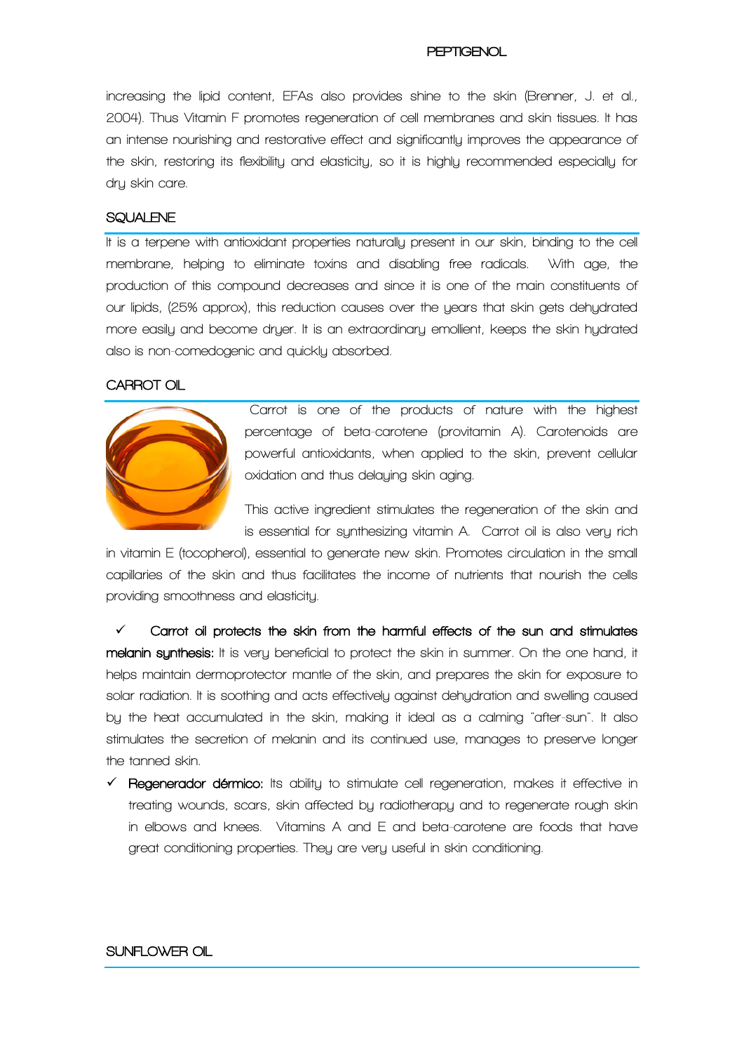increasing the lipid content, EFAs also provides shine to the skin (Brenner, J. et al., 2004). Thus Vitamin F promotes regeneration of cell membranes and skin tissues. It has an intense nourishing and restorative effect and significantly improves the appearance of the skin, restoring its flexibility and elasticity, so it is highly recommended especially for dry skin care.

## SQUALENE

It is a terpene with antioxidant properties naturally present in our skin, binding to the cell membrane, helping to eliminate toxins and disabling free radicals. With age, the production of this compound decreases and since it is one of the main constituents of our lipids, (25% approx), this reduction causes over the years that skin gets dehydrated more easily and become dryer. It is an extraordinary emollient, keeps the skin hydrated also is non-comedogenic and quickly absorbed.

## CARROT OIL

Carrot is one of the products of nature with the highest percentage of beta-carotene (provitamin A). Carotenoids are powerful antioxidants, when applied to the skin, prevent cellular oxidation and thus delaying skin aging.

This active ingredient stimulates the regeneration of the skin and is essential for synthesizing vitamin A. Carrot oil is also very rich in vitamin E (tocopherol), essential to generate new skin. Promotes circulation in the small capillaries of the skin and thus facilitates the income of nutrients that nourish the cells providing smoothness and elasticity.

- ✓ **Carrot oil protects the skin from the harmful effects of the sun and stimulates melanin synthesis:** It is very beneficial to protect the skin in summer. On the one hand, it helps maintain dermoprotector mantle of the skin, and prepares the skin for exposure to solar radiation. It is soothing and acts effectively against dehydration and swelling caused by the heat accumulated in the skin, making it ideal as a calming "after-sun". It also stimulates the secretion of melanin and its continued use, manages to preserve longer the tanned skin.
- ✓ **Regenerador dérmico:** Its ability to stimulate cell regeneration, makes it effective in treating wounds, scars, skin affected by radiotherapy and to regenerate rough skin in elbows and knees. Vitamins A and E and beta-carotene are foods that have great conditioning properties. They are very useful in skin conditioning.

## SUNFLOWER OIL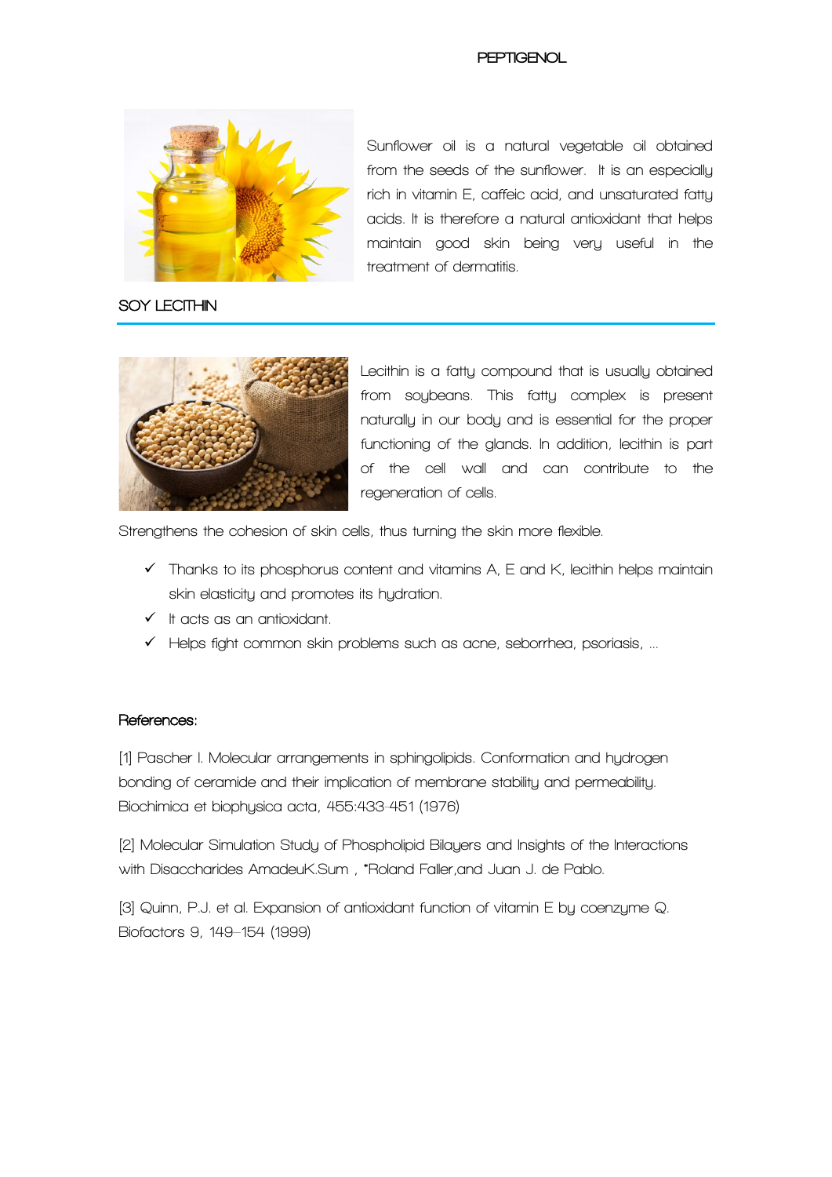Sunflower oil is a natural vegetable oil obtained from the seeds of the sunflower. It is an especially rich in vitamin E, caffeic acid, and unsaturated fatty acids. It is therefore a natural antioxidant that helps maintain good skin being very useful in the treatment of dermatitis.

## SOY LECITHIN

Lecithin is a fatty compound that is usually obtained from soybeans. This fatty complex is present naturally in our body and is essential for the proper functioning of the glands. In addition, lecithin is part of the cell wall and can contribute to the regeneration of cells.

Strengthens the cohesion of skin cells, thus turning the skin more flexible.

- ✓ Thanks to its phosphorus content and vitamins A, E and K, lecithin helps maintain skin elasticity and promotes its hydration.
- ✓ It acts as an antioxidant.
- ✓ Helps fight common skin problems such as acne, seborrhea, psoriasis, …

**References:**

[1] Pascher I. Molecular arrangements in sphingolipids. Conformation and hydrogen bonding of ceramide and their implication of membrane stability and permeability. Biochimica et biophysica acta, 455:433-451 (1976)

[2] Molecular Simulation Study of Phospholipid Bilayers and Insights of the Interactions with Disaccharides AmadeuK.Sum , *Roland Faller,and Juan J. de Pablo.

[3] Quinn, P.J. et al. Expansion of antioxidant function of vitamin E by coenzyme Q. Biofactors 9, 149–154 (1999)